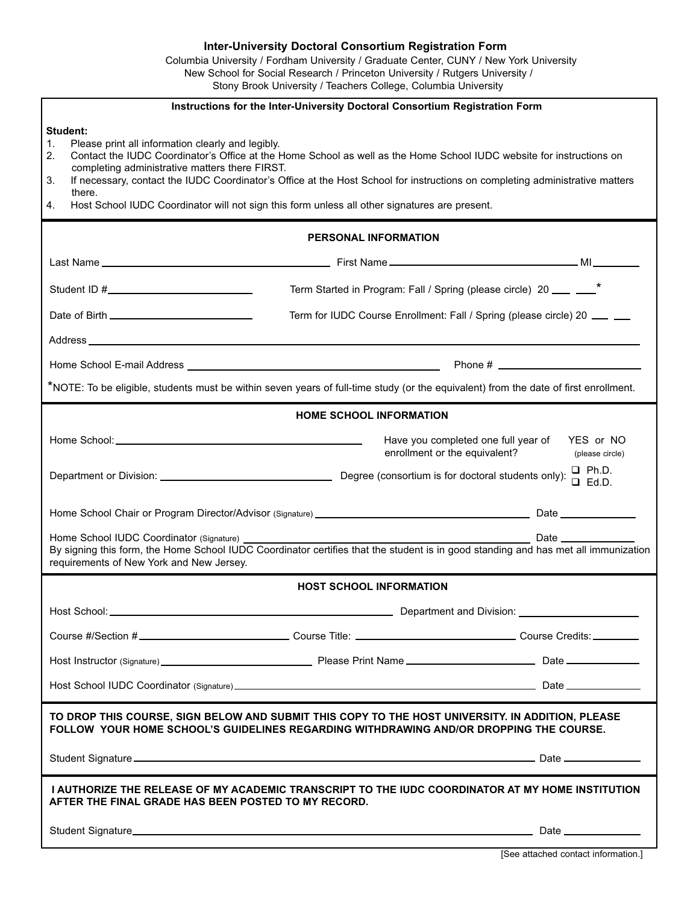# Inter-University Doctoral Consortium Registration Form

Columbia University / Fordham University / Graduate Center, CUNY / New York University
New School for Social Research / Princeton University / Rutgers University /
Stony Brook University / Teachers College, Columbia University

### Instructions for the Inter-University Doctoral Consortium Registration Form

**Student:**

1. Please print all information clearly and legibly.
2. Contact the IUDC Coordinator's Office at the Home School as well as the Home School IUDC website for instructions on completing administrative matters there FIRST.
3. If necessary, contact the IUDC Coordinator's Office at the Host School for instructions on completing administrative matters there.
4. Host School IUDC Coordinator will not sign this form unless all other signatures are present.

### PERSONAL INFORMATION

Last Name ______________________ First Name ______________________ MI ______

Student ID # ______________________ Term Started in Program: Fall / Spring (please circle) 20 ___ ___*

Date of Birth ______________________ Term for IUDC Course Enrollment: Fall / Spring (please circle) 20 ___ ___

Address ____________________________________________

Home School E-mail Address ______________________ Phone # ______________________

*NOTE: To be eligible, students must be within seven years of full-time study (or the equivalent) from the date of first enrollment.

### HOME SCHOOL INFORMATION

Home School: ______________________ Have you completed one full year of enrollment or the equivalent? YES or NO (please circle)

Department or Division: ______________________ Degree (consortium is for doctoral students only): ☐ Ph.D. ☐ Ed.D.

Home School Chair or Program Director/Advisor (Signature) ______________________ Date __________

Home School IUDC Coordinator (Signature) ______________________ Date __________
By signing this form, the Home School IUDC Coordinator certifies that the student is in good standing and has met all immunization requirements of New York and New Jersey.

### HOST SCHOOL INFORMATION

Host School: ______________________ Department and Division: ______________________

Course #/Section # ______________________ Course Title: ______________________ Course Credits: ________

Host Instructor (Signature) ______________________ Please Print Name ______________________ Date __________

Host School IUDC Coordinator (Signature) ______________________ Date __________

**TO DROP THIS COURSE, SIGN BELOW AND SUBMIT THIS COPY TO THE HOST UNIVERSITY. IN ADDITION, PLEASE FOLLOW YOUR HOME SCHOOL'S GUIDELINES REGARDING WITHDRAWING AND/OR DROPPING THE COURSE.**

Student Signature ______________________ Date __________

**I AUTHORIZE THE RELEASE OF MY ACADEMIC TRANSCRIPT TO THE IUDC COORDINATOR AT MY HOME INSTITUTION AFTER THE FINAL GRADE HAS BEEN POSTED TO MY RECORD.**

Student Signature ______________________ Date __________

[See attached contact information.]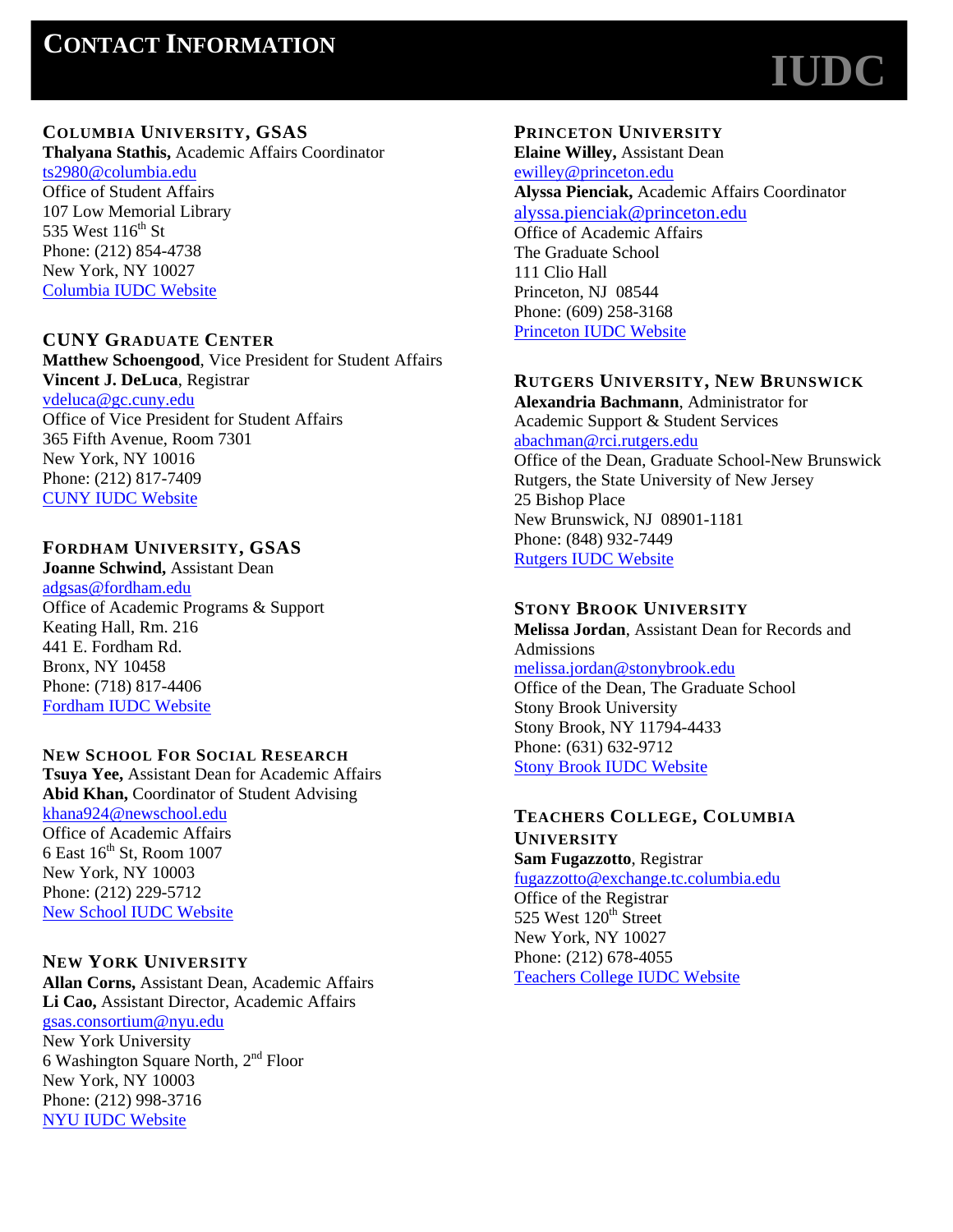# Contact Information

IUDC

### Columbia University, GSAS

**Thalyana Stathis,** Academic Affairs Coordinator
ts2980@columbia.edu
Office of Student Affairs
107 Low Memorial Library
535 West 116th St
Phone: (212) 854-4738
New York, NY 10027
Columbia IUDC Website

### CUNY Graduate Center

**Matthew Schoengood**, Vice President for Student Affairs
**Vincent J. DeLuca**, Registrar
vdeluca@gc.cuny.edu
Office of Vice President for Student Affairs
365 Fifth Avenue, Room 7301
New York, NY 10016
Phone: (212) 817-7409
CUNY IUDC Website

### Fordham University, GSAS

**Joanne Schwind,** Assistant Dean
adgsas@fordham.edu
Office of Academic Programs & Support
Keating Hall, Rm. 216
441 E. Fordham Rd.
Bronx, NY 10458
Phone: (718) 817-4406
Fordham IUDC Website

### New School For Social Research

**Tsuya Yee,** Assistant Dean for Academic Affairs
**Abid Khan,** Coordinator of Student Advising
khana924@newschool.edu
Office of Academic Affairs
6 East 16th St, Room 1007
New York, NY 10003
Phone: (212) 229-5712
New School IUDC Website

### New York University

**Allan Corns,** Assistant Dean, Academic Affairs
**Li Cao,** Assistant Director, Academic Affairs
gsas.consortium@nyu.edu
New York University
6 Washington Square North, 2nd Floor
New York, NY 10003
Phone: (212) 998-3716
NYU IUDC Website

### Princeton University

**Elaine Willey,** Assistant Dean
ewilley@princeton.edu
**Alyssa Pienciak,** Academic Affairs Coordinator
alyssa.pienciak@princeton.edu
Office of Academic Affairs
The Graduate School
111 Clio Hall
Princeton, NJ 08544
Phone: (609) 258-3168
Princeton IUDC Website

### Rutgers University, New Brunswick

**Alexandria Bachmann**, Administrator for Academic Support & Student Services
abachman@rci.rutgers.edu
Office of the Dean, Graduate School-New Brunswick
Rutgers, the State University of New Jersey
25 Bishop Place
New Brunswick, NJ 08901-1181
Phone: (848) 932-7449
Rutgers IUDC Website

### Stony Brook University

**Melissa Jordan**, Assistant Dean for Records and Admissions
melissa.jordan@stonybrook.edu
Office of the Dean, The Graduate School
Stony Brook University
Stony Brook, NY 11794-4433
Phone: (631) 632-9712
Stony Brook IUDC Website

### Teachers College, Columbia University

**Sam Fugazzotto**, Registrar
fugazzotto@exchange.tc.columbia.edu
Office of the Registrar
525 West 120th Street
New York, NY 10027
Phone: (212) 678-4055
Teachers College IUDC Website